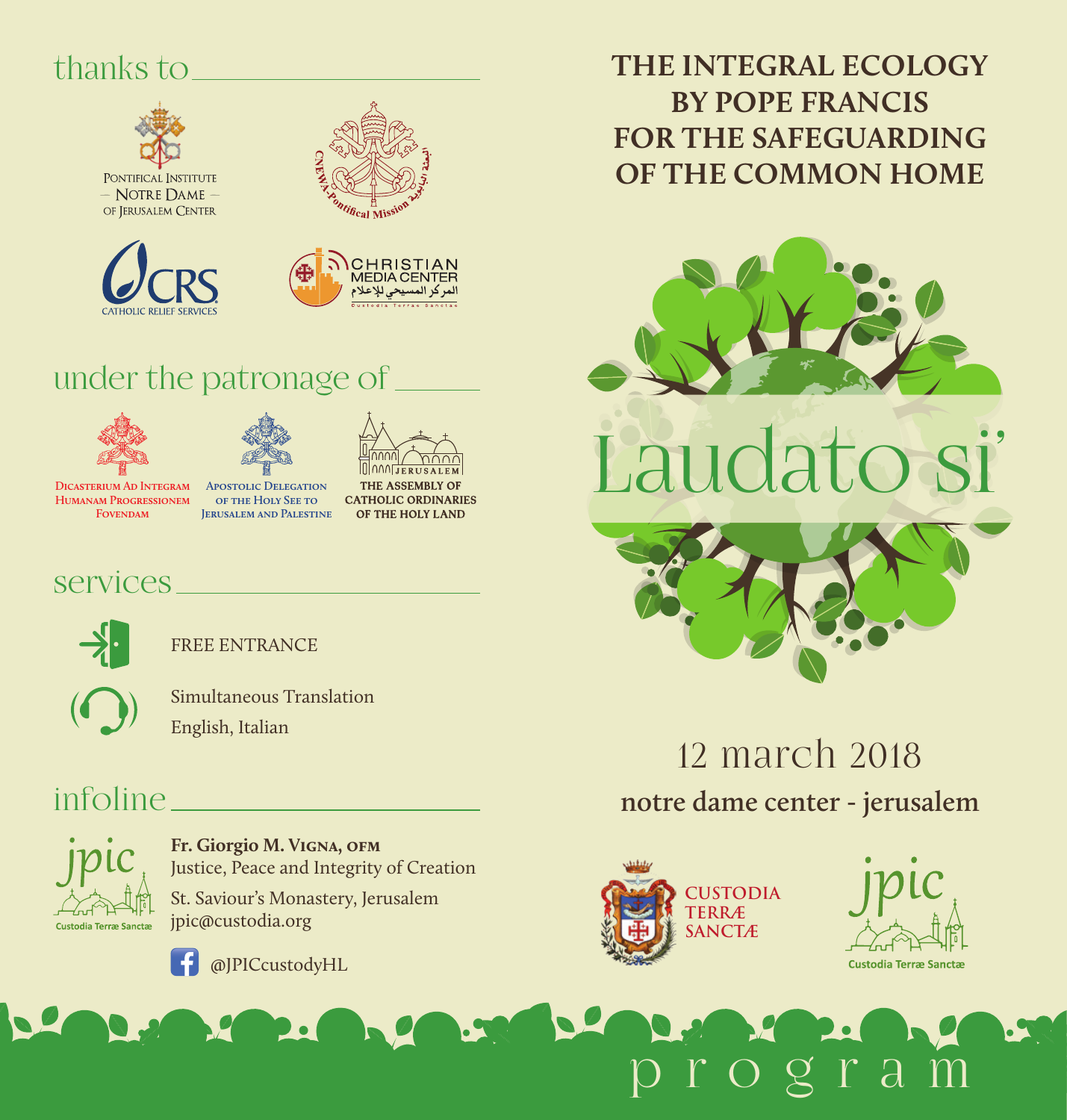## thanks to

Pontifical Institute — Notre Dame — of Jerusalem Center

CNEWA - Pontifical Mission

CRS Catholic Relief Services

Christian Media Center
المركز المسيحي للإعلام
Custodia Terrae Sanctae

## under the patronage of

Dicasterium Ad Integram Humanam Progressionem Fovendam

Apostolic Delegation of the Holy See to Jerusalem and Palestine

The Assembly of Catholic Ordinaries of the Holy Land

## services

FREE ENTRANCE

Simultaneous Translation
English, Italian

## infoline

**Fr. Giorgio M. Vigna, ofm**
Justice, Peace and Integrity of Creation
St. Saviour's Monastery, Jerusalem
jpic@custodia.org

@JPICcustodyHL

jpic Custodia Terræ Sanctæ

# THE INTEGRAL ECOLOGY BY POPE FRANCIS FOR THE SAFEGUARDING OF THE COMMON HOME

# Laudato si'

12 march 2018

**notre dame center - jerusalem**

Custodia Terræ Sanctæ

jpic Custodia Terræ Sanctæ

program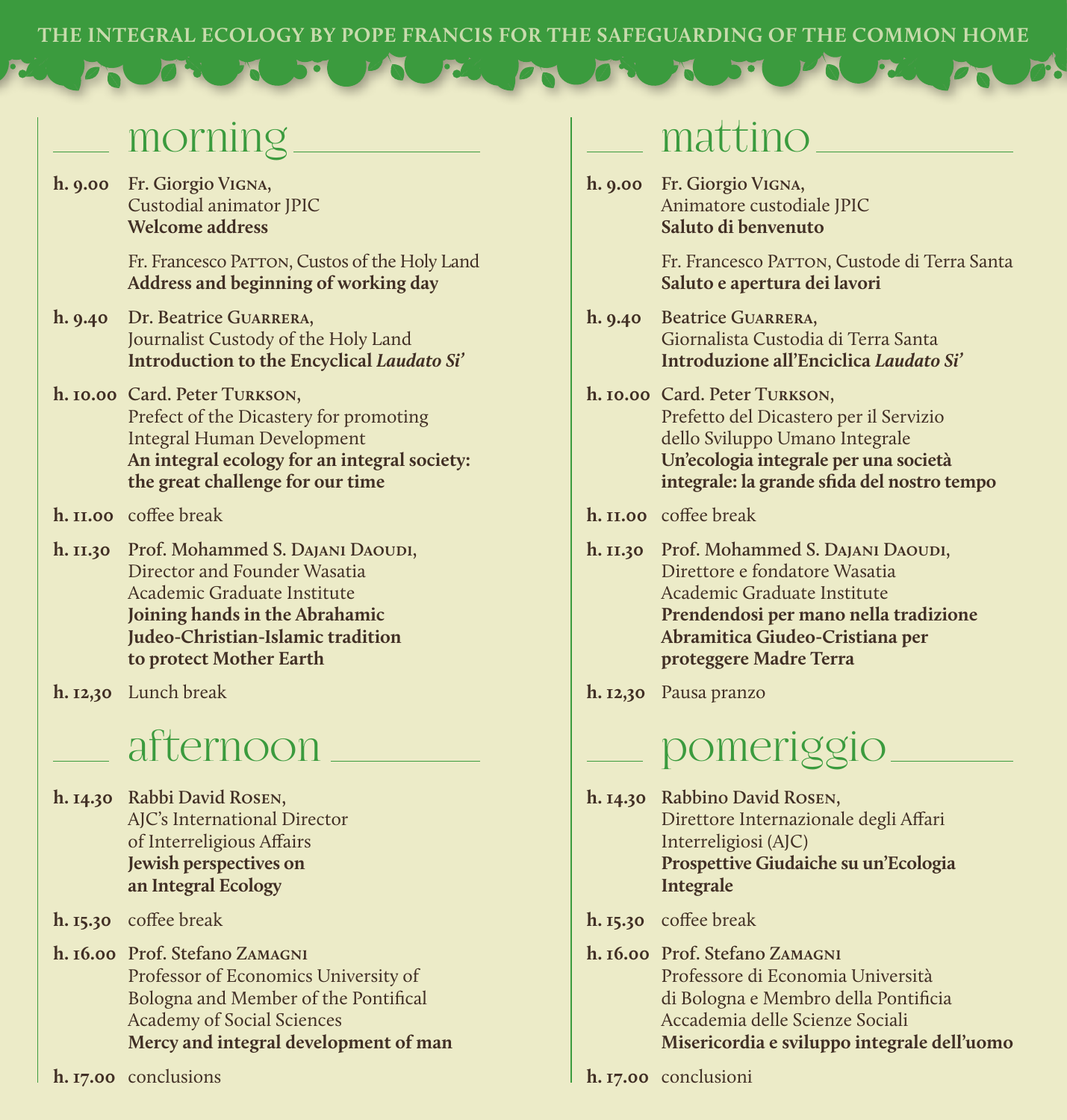THE INTEGRAL ECOLOGY BY POPE FRANCIS FOR THE SAFEGUARDING OF THE COMMON HOME

## morning

**h. 9.00** Fr. Giorgio Vigna,
Custodial animator JPIC
**Welcome address**

Fr. Francesco Patton, Custos of the Holy Land
**Address and beginning of working day**

**h. 9.40** Dr. Beatrice Guarrera,
Journalist Custody of the Holy Land
**Introduction to the Encyclical *Laudato Si'***

**h. 10.00** Card. Peter Turkson,
Prefect of the Dicastery for promoting Integral Human Development
**An integral ecology for an integral society: the great challenge for our time**

**h. 11.00** coffee break

**h. 11.30** Prof. Mohammed S. Dajani Daoudi,
Director and Founder Wasatia Academic Graduate Institute
**Joining hands in the Abrahamic Judeo-Christian-Islamic tradition to protect Mother Earth**

**h. 12,30** Lunch break

## afternoon

**h. 14.30** Rabbi David Rosen,
AJC's International Director of Interreligious Affairs
**Jewish perspectives on an Integral Ecology**

**h. 15.30** coffee break

**h. 16.00** Prof. Stefano Zamagni
Professor of Economics University of Bologna and Member of the Pontifical Academy of Social Sciences
**Mercy and integral development of man**

**h. 17.00** conclusions

## mattino

**h. 9.00** Fr. Giorgio Vigna,
Animatore custodiale JPIC
**Saluto di benvenuto**

Fr. Francesco Patton, Custode di Terra Santa
**Saluto e apertura dei lavori**

**h. 9.40** Beatrice Guarrera,
Giornalista Custodia di Terra Santa
**Introduzione all'Enciclica *Laudato Si'***

**h. 10.00** Card. Peter Turkson,
Prefetto del Dicastero per il Servizio dello Sviluppo Umano Integrale
**Un'ecologia integrale per una società integrale: la grande sfida del nostro tempo**

**h. 11.00** coffee break

**h. 11.30** Prof. Mohammed S. Dajani Daoudi,
Direttore e fondatore Wasatia Academic Graduate Institute
**Prendendosi per mano nella tradizione Abramitica Giudeo-Cristiana per proteggere Madre Terra**

**h. 12,30** Pausa pranzo

## pomeriggio

**h. 14.30** Rabbino David Rosen,
Direttore Internazionale degli Affari Interreligiosi (AJC)
**Prospettive Giudaiche su un'Ecologia Integrale**

**h. 15.30** coffee break

**h. 16.00** Prof. Stefano Zamagni
Professore di Economia Università di Bologna e Membro della Pontificia Accademia delle Scienze Sociali
**Misericordia e sviluppo integrale dell'uomo**

**h. 17.00** conclusioni